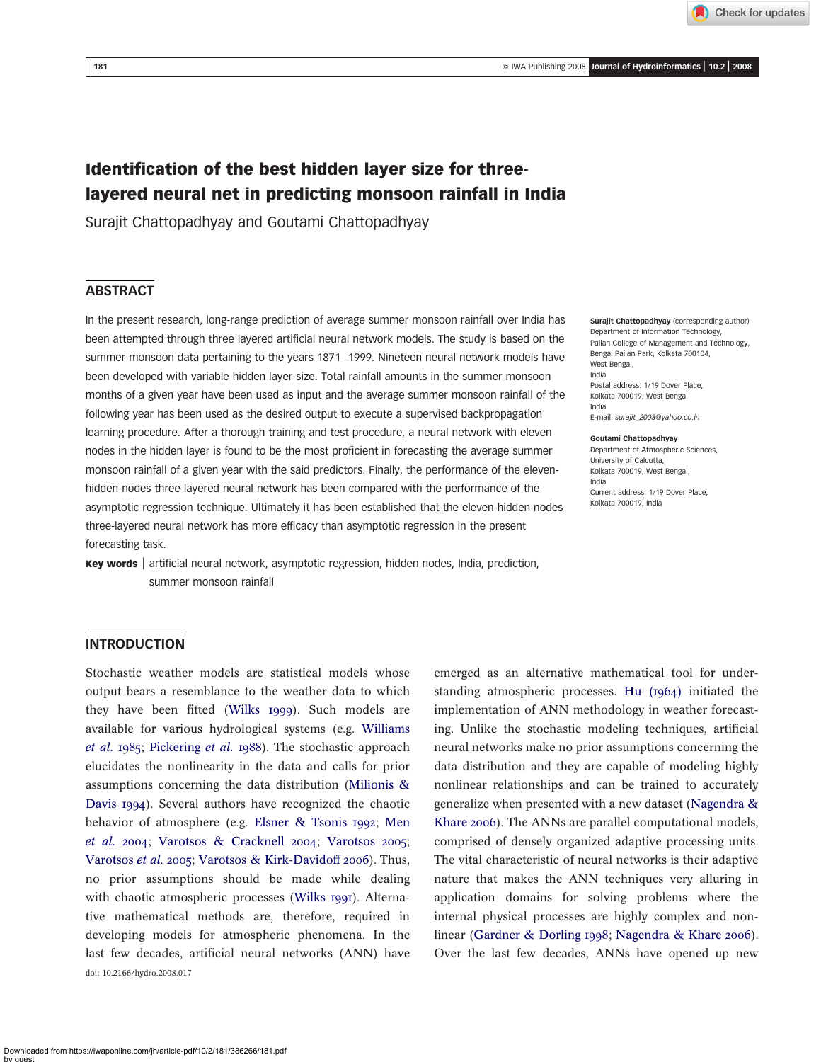# Identification of the best hidden layer size for three-layered neural net in predicting monsoon rainfall in India

Surajit Chattopadhyay and Goutami Chattopadhyay

## ABSTRACT

In the present research, long-range prediction of average summer monsoon rainfall over India has been attempted through three layered artificial neural network models. The study is based on the summer monsoon data pertaining to the years 1871–1999. Nineteen neural network models have been developed with variable hidden layer size. Total rainfall amounts in the summer monsoon months of a given year have been used as input and the average summer monsoon rainfall of the following year has been used as the desired output to execute a supervised backpropagation learning procedure. After a thorough training and test procedure, a neural network with eleven nodes in the hidden layer is found to be the most proficient in forecasting the average summer monsoon rainfall of a given year with the said predictors. Finally, the performance of the eleven-hidden-nodes three-layered neural network has been compared with the performance of the asymptotic regression technique. Ultimately it has been established that the eleven-hidden-nodes three-layered neural network has more efficacy than asymptotic regression in the present forecasting task.

**Key words** | artificial neural network, asymptotic regression, hidden nodes, India, prediction, summer monsoon rainfall

**Surajit Chattopadhyay** (corresponding author)
Department of Information Technology,
Pailan College of Management and Technology,
Bengal Pailan Park, Kolkata 700104,
West Bengal,
India
Postal address: 1/19 Dover Place,
Kolkata 700019, West Bengal
India
E-mail: *surajit_2008@yahoo.co.in*

**Goutami Chattopadhyay**
Department of Atmospheric Sciences,
University of Calcutta,
Kolkata 700019, West Bengal,
India
Current address: 1/19 Dover Place,
Kolkata 700019, India

## INTRODUCTION

Stochastic weather models are statistical models whose output bears a resemblance to the weather data to which they have been fitted (Wilks 1999). Such models are available for various hydrological systems (e.g. Williams *et al.* 1985; Pickering *et al.* 1988). The stochastic approach elucidates the nonlinearity in the data and calls for prior assumptions concerning the data distribution (Milionis & Davis 1994). Several authors have recognized the chaotic behavior of atmosphere (e.g. Elsner & Tsonis 1992; Men *et al.* 2004; Varotsos & Cracknell 2004; Varotsos 2005; Varotsos *et al.* 2005; Varotsos & Kirk-Davidoff 2006). Thus, no prior assumptions should be made while dealing with chaotic atmospheric processes (Wilks 1991). Alternative mathematical methods are, therefore, required in developing models for atmospheric phenomena. In the last few decades, artificial neural networks (ANN) have emerged as an alternative mathematical tool for understanding atmospheric processes. Hu (1964) initiated the implementation of ANN methodology in weather forecasting. Unlike the stochastic modeling techniques, artificial neural networks make no prior assumptions concerning the data distribution and they are capable of modeling highly nonlinear relationships and can be trained to accurately generalize when presented with a new dataset (Nagendra & Khare 2006). The ANNs are parallel computational models, comprised of densely organized adaptive processing units. The vital characteristic of neural networks is their adaptive nature that makes the ANN techniques very alluring in application domains for solving problems where the internal physical processes are highly complex and nonlinear (Gardner & Dorling 1998; Nagendra & Khare 2006). Over the last few decades, ANNs have opened up new

doi: 10.2166/hydro.2008.017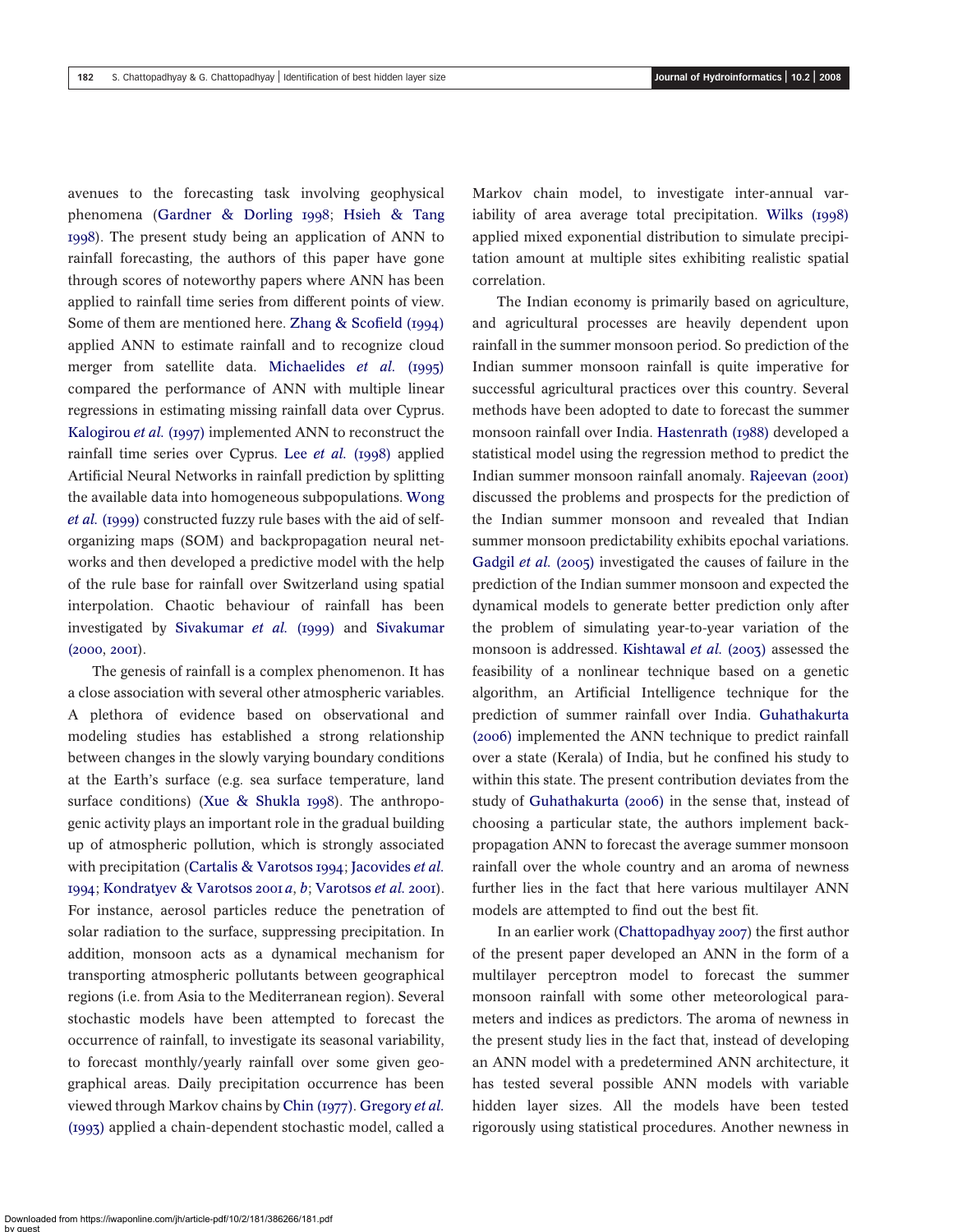avenues to the forecasting task involving geophysical phenomena (Gardner & Dorling 1998; Hsieh & Tang 1998). The present study being an application of ANN to rainfall forecasting, the authors of this paper have gone through scores of noteworthy papers where ANN has been applied to rainfall time series from different points of view. Some of them are mentioned here. Zhang & Scofield (1994) applied ANN to estimate rainfall and to recognize cloud merger from satellite data. Michaelides *et al.* (1995) compared the performance of ANN with multiple linear regressions in estimating missing rainfall data over Cyprus. Kalogirou *et al.* (1997) implemented ANN to reconstruct the rainfall time series over Cyprus. Lee *et al.* (1998) applied Artificial Neural Networks in rainfall prediction by splitting the available data into homogeneous subpopulations. Wong *et al.* (1999) constructed fuzzy rule bases with the aid of self-organizing maps (SOM) and backpropagation neural networks and then developed a predictive model with the help of the rule base for rainfall over Switzerland using spatial interpolation. Chaotic behaviour of rainfall has been investigated by Sivakumar *et al.* (1999) and Sivakumar (2000, 2001).

The genesis of rainfall is a complex phenomenon. It has a close association with several other atmospheric variables. A plethora of evidence based on observational and modeling studies has established a strong relationship between changes in the slowly varying boundary conditions at the Earth's surface (e.g. sea surface temperature, land surface conditions) (Xue & Shukla 1998). The anthropogenic activity plays an important role in the gradual building up of atmospheric pollution, which is strongly associated with precipitation (Cartalis & Varotsos 1994; Jacovides *et al.* 1994; Kondratyev & Varotsos 2001*a*, *b*; Varotsos *et al.* 2001). For instance, aerosol particles reduce the penetration of solar radiation to the surface, suppressing precipitation. In addition, monsoon acts as a dynamical mechanism for transporting atmospheric pollutants between geographical regions (i.e. from Asia to the Mediterranean region). Several stochastic models have been attempted to forecast the occurrence of rainfall, to investigate its seasonal variability, to forecast monthly/yearly rainfall over some given geographical areas. Daily precipitation occurrence has been viewed through Markov chains by Chin (1977). Gregory *et al.* (1993) applied a chain-dependent stochastic model, called a Markov chain model, to investigate inter-annual variability of area average total precipitation. Wilks (1998) applied mixed exponential distribution to simulate precipitation amount at multiple sites exhibiting realistic spatial correlation.

The Indian economy is primarily based on agriculture, and agricultural processes are heavily dependent upon rainfall in the summer monsoon period. So prediction of the Indian summer monsoon rainfall is quite imperative for successful agricultural practices over this country. Several methods have been adopted to date to forecast the summer monsoon rainfall over India. Hastenrath (1988) developed a statistical model using the regression method to predict the Indian summer monsoon rainfall anomaly. Rajeevan (2001) discussed the problems and prospects for the prediction of the Indian summer monsoon and revealed that Indian summer monsoon predictability exhibits epochal variations. Gadgil *et al.* (2005) investigated the causes of failure in the prediction of the Indian summer monsoon and expected the dynamical models to generate better prediction only after the problem of simulating year-to-year variation of the monsoon is addressed. Kishtawal *et al.* (2003) assessed the feasibility of a nonlinear technique based on a genetic algorithm, an Artificial Intelligence technique for the prediction of summer rainfall over India. Guhathakurta (2006) implemented the ANN technique to predict rainfall over a state (Kerala) of India, but he confined his study to within this state. The present contribution deviates from the study of Guhathakurta (2006) in the sense that, instead of choosing a particular state, the authors implement backpropagation ANN to forecast the average summer monsoon rainfall over the whole country and an aroma of newness further lies in the fact that here various multilayer ANN models are attempted to find out the best fit.

In an earlier work (Chattopadhyay 2007) the first author of the present paper developed an ANN in the form of a multilayer perceptron model to forecast the summer monsoon rainfall with some other meteorological parameters and indices as predictors. The aroma of newness in the present study lies in the fact that, instead of developing an ANN model with a predetermined ANN architecture, it has tested several possible ANN models with variable hidden layer sizes. All the models have been tested rigorously using statistical procedures. Another newness in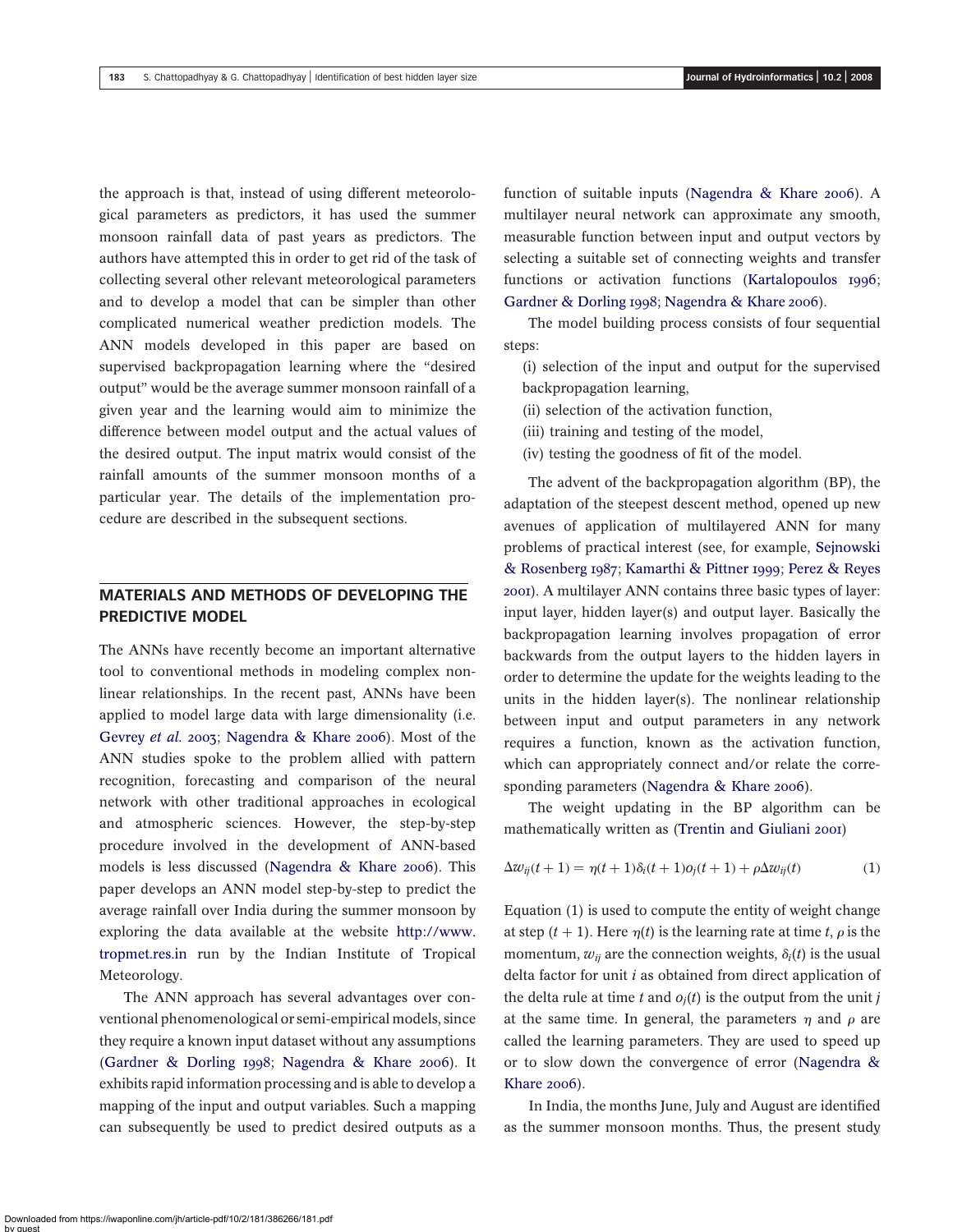the approach is that, instead of using different meteorological parameters as predictors, it has used the summer monsoon rainfall data of past years as predictors. The authors have attempted this in order to get rid of the task of collecting several other relevant meteorological parameters and to develop a model that can be simpler than other complicated numerical weather prediction models. The ANN models developed in this paper are based on supervised backpropagation learning where the "desired output" would be the average summer monsoon rainfall of a given year and the learning would aim to minimize the difference between model output and the actual values of the desired output. The input matrix would consist of the rainfall amounts of the summer monsoon months of a particular year. The details of the implementation procedure are described in the subsequent sections.

## MATERIALS AND METHODS OF DEVELOPING THE PREDICTIVE MODEL

The ANNs have recently become an important alternative tool to conventional methods in modeling complex nonlinear relationships. In the recent past, ANNs have been applied to model large data with large dimensionality (i.e. Gevrey *et al.* 2003; Nagendra & Khare 2006). Most of the ANN studies spoke to the problem allied with pattern recognition, forecasting and comparison of the neural network with other traditional approaches in ecological and atmospheric sciences. However, the step-by-step procedure involved in the development of ANN-based models is less discussed (Nagendra & Khare 2006). This paper develops an ANN model step-by-step to predict the average rainfall over India during the summer monsoon by exploring the data available at the website http://www.tropmet.res.in run by the Indian Institute of Tropical Meteorology.

The ANN approach has several advantages over conventional phenomenological or semi-empirical models, since they require a known input dataset without any assumptions (Gardner & Dorling 1998; Nagendra & Khare 2006). It exhibits rapid information processing and is able to develop a mapping of the input and output variables. Such a mapping can subsequently be used to predict desired outputs as a function of suitable inputs (Nagendra & Khare 2006). A multilayer neural network can approximate any smooth, measurable function between input and output vectors by selecting a suitable set of connecting weights and transfer functions or activation functions (Kartalopoulos 1996; Gardner & Dorling 1998; Nagendra & Khare 2006).

The model building process consists of four sequential steps:

(i) selection of the input and output for the supervised backpropagation learning,
(ii) selection of the activation function,
(iii) training and testing of the model,
(iv) testing the goodness of fit of the model.

The advent of the backpropagation algorithm (BP), the adaptation of the steepest descent method, opened up new avenues of application of multilayered ANN for many problems of practical interest (see, for example, Sejnowski & Rosenberg 1987; Kamarthi & Pittner 1999; Perez & Reyes 2001). A multilayer ANN contains three basic types of layer: input layer, hidden layer(s) and output layer. Basically the backpropagation learning involves propagation of error backwards from the output layers to the hidden layers in order to determine the update for the weights leading to the units in the hidden layer(s). The nonlinear relationship between input and output parameters in any network requires a function, known as the activation function, which can appropriately connect and/or relate the corresponding parameters (Nagendra & Khare 2006).

The weight updating in the BP algorithm can be mathematically written as (Trentin and Giuliani 2001)

$$\Delta w_{ij}(t+1) = \eta(t+1)\delta_i(t+1)o_j(t+1) + \rho\Delta w_{ij}(t) \tag{1}$$

Equation (1) is used to compute the entity of weight change at step $(t+1)$. Here $\eta(t)$ is the learning rate at time $t$, $\rho$ is the momentum, $w_{ij}$ are the connection weights, $\delta_i(t)$ is the usual delta factor for unit $i$ as obtained from direct application of the delta rule at time $t$ and $o_j(t)$ is the output from the unit $j$ at the same time. In general, the parameters $\eta$ and $\rho$ are called the learning parameters. They are used to speed up or to slow down the convergence of error (Nagendra & Khare 2006).

In India, the months June, July and August are identified as the summer monsoon months. Thus, the present study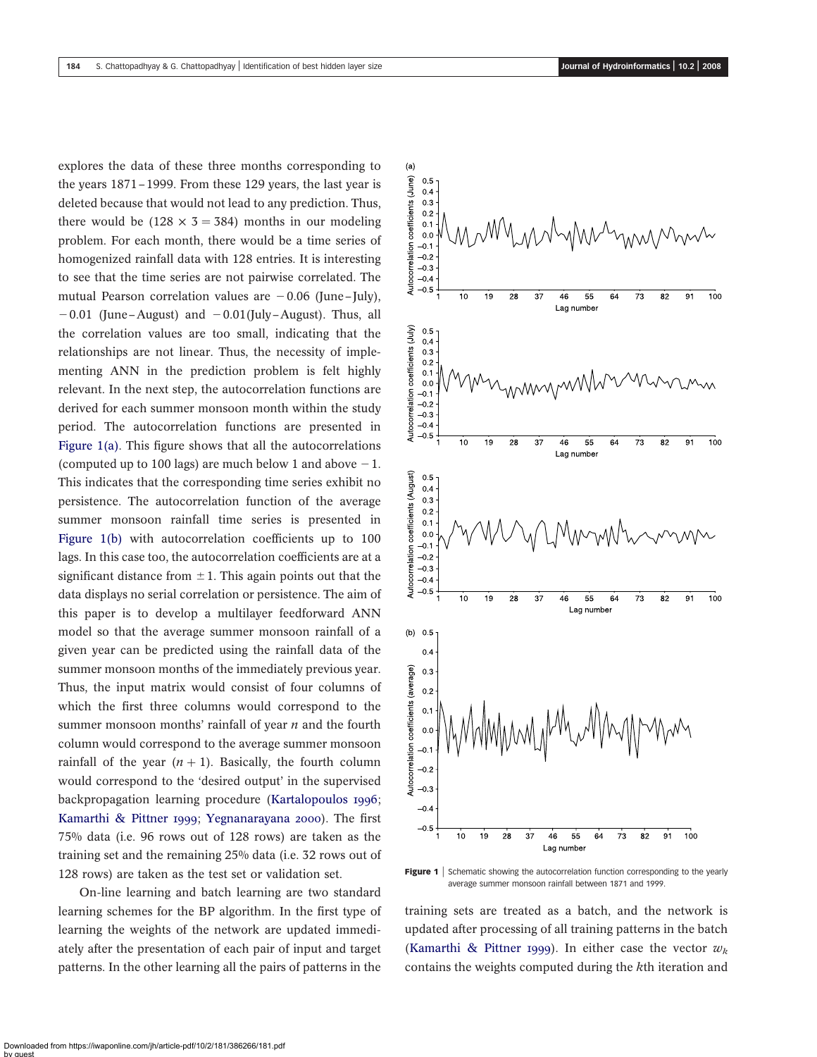explores the data of these three months corresponding to the years 1871–1999. From these 129 years, the last year is deleted because that would not lead to any prediction. Thus, there would be ($128 \times 3 = 384$) months in our modeling problem. For each month, there would be a time series of homogenized rainfall data with 128 entries. It is interesting to see that the time series are not pairwise correlated. The mutual Pearson correlation values are $-0.06$ (June–July), $-0.01$ (June–August) and $-0.01$(July–August). Thus, all the correlation values are too small, indicating that the relationships are not linear. Thus, the necessity of implementing ANN in the prediction problem is felt highly relevant. In the next step, the autocorrelation functions are derived for each summer monsoon month within the study period. The autocorrelation functions are presented in Figure 1(a). This figure shows that all the autocorrelations (computed up to 100 lags) are much below 1 and above $-1$. This indicates that the corresponding time series exhibit no persistence. The autocorrelation function of the average summer monsoon rainfall time series is presented in Figure 1(b) with autocorrelation coefficients up to 100 lags. In this case too, the autocorrelation coefficients are at a significant distance from $\pm 1$. This again points out that the data displays no serial correlation or persistence. The aim of this paper is to develop a multilayer feedforward ANN model so that the average summer monsoon rainfall of a given year can be predicted using the rainfall data of the summer monsoon months of the immediately previous year. Thus, the input matrix would consist of four columns of which the first three columns would correspond to the summer monsoon months' rainfall of year $n$ and the fourth column would correspond to the average summer monsoon rainfall of the year $(n + 1)$. Basically, the fourth column would correspond to the 'desired output' in the supervised backpropagation learning procedure (Kartalopoulos 1996; Kamarthi & Pittner 1999; Yegnanarayana 2000). The first 75% data (i.e. 96 rows out of 128 rows) are taken as the training set and the remaining 25% data (i.e. 32 rows out of 128 rows) are taken as the test set or validation set.

On-line learning and batch learning are two standard learning schemes for the BP algorithm. In the first type of learning the weights of the network are updated immediately after the presentation of each pair of input and target patterns. In the other learning all the pairs of patterns in the training sets are treated as a batch, and the network is updated after processing of all training patterns in the batch (Kamarthi & Pittner 1999). In either case the vector $w_k$ contains the weights computed during the $k$th iteration and

**Figure 1** | Schematic showing the autocorrelation function corresponding to the yearly average summer monsoon rainfall between 1871 and 1999.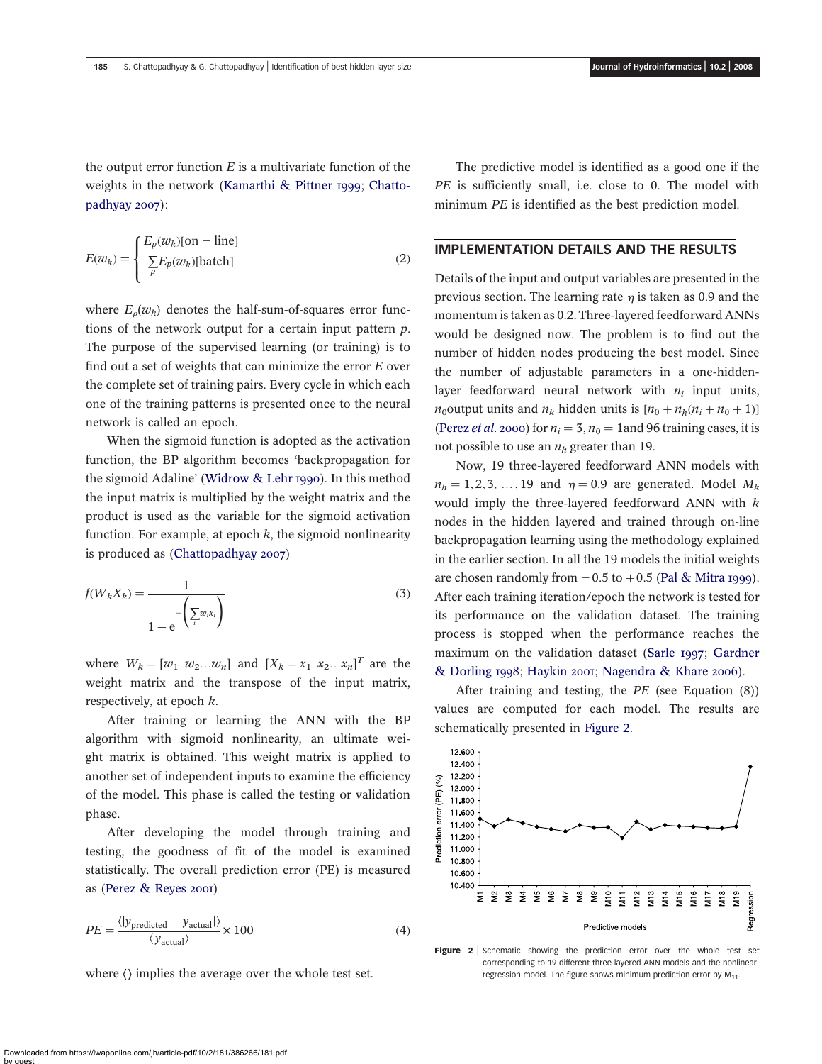the output error function $E$ is a multivariate function of the weights in the network (Kamarthi & Pittner 1999; Chattopadhyay 2007):

$$E(w_k) = \begin{cases} E_p(w_k)[\text{on} - \text{line}] \\ \sum_p E_p(w_k)[\text{batch}] \end{cases} \tag{2}$$

where $E_\rho(w_k)$ denotes the half-sum-of-squares error functions of the network output for a certain input pattern $p$. The purpose of the supervised learning (or training) is to find out a set of weights that can minimize the error $E$ over the complete set of training pairs. Every cycle in which each one of the training patterns is presented once to the neural network is called an epoch.

When the sigmoid function is adopted as the activation function, the BP algorithm becomes 'backpropagation for the sigmoid Adaline' (Widrow & Lehr 1990). In this method the input matrix is multiplied by the weight matrix and the product is used as the variable for the sigmoid activation function. For example, at epoch $k$, the sigmoid nonlinearity is produced as (Chattopadhyay 2007)

$$f(W_k X_k) = \frac{1}{1 + e^{-\left(\sum_i w_i x_i\right)}} \tag{3}$$

where $W_k = [w_1 \; w_2 \ldots w_n]$ and $[X_k = x_1 \; x_2 \ldots x_n]^T$ are the weight matrix and the transpose of the input matrix, respectively, at epoch $k$.

After training or learning the ANN with the BP algorithm with sigmoid nonlinearity, an ultimate weight matrix is obtained. This weight matrix is applied to another set of independent inputs to examine the efficiency of the model. This phase is called the testing or validation phase.

After developing the model through training and testing, the goodness of fit of the model is examined statistically. The overall prediction error (PE) is measured as (Perez & Reyes 2001)

$$PE = \frac{\langle |y_{\text{predicted}} - y_{\text{actual}}| \rangle}{\langle y_{\text{actual}} \rangle} \times 100 \tag{4}$$

where $\langle\rangle$ implies the average over the whole test set.

The predictive model is identified as a good one if the $PE$ is sufficiently small, i.e. close to 0. The model with minimum $PE$ is identified as the best prediction model.

## IMPLEMENTATION DETAILS AND THE RESULTS

Details of the input and output variables are presented in the previous section. The learning rate $\eta$ is taken as 0.9 and the momentum is taken as 0.2. Three-layered feedforward ANNs would be designed now. The problem is to find out the number of hidden nodes producing the best model. Since the number of adjustable parameters in a one-hidden-layer feedforward neural network with $n_i$ input units, $n_0$output units and $n_k$ hidden units is $[n_0 + n_h(n_i + n_0 + 1)]$ (Perez *et al.* 2000) for $n_i = 3, n_0 = 1$and 96 training cases, it is not possible to use an $n_h$ greater than 19.

Now, 19 three-layered feedforward ANN models with $n_h = 1, 2, 3, \ldots, 19$ and $\eta = 0.9$ are generated. Model $M_k$ would imply the three-layered feedforward ANN with $k$ nodes in the hidden layered and trained through on-line backpropagation learning using the methodology explained in the earlier section. In all the 19 models the initial weights are chosen randomly from $-0.5$ to $+0.5$ (Pal & Mitra 1999). After each training iteration/epoch the network is tested for its performance on the validation dataset. The training process is stopped when the performance reaches the maximum on the validation dataset (Sarle 1997; Gardner & Dorling 1998; Haykin 2001; Nagendra & Khare 2006).

After training and testing, the $PE$ (see Equation (8)) values are computed for each model. The results are schematically presented in Figure 2.

**Figure 2** | Schematic showing the prediction error over the whole test set corresponding to 19 different three-layered ANN models and the nonlinear regression model. The figure shows minimum prediction error by $M_{11}$.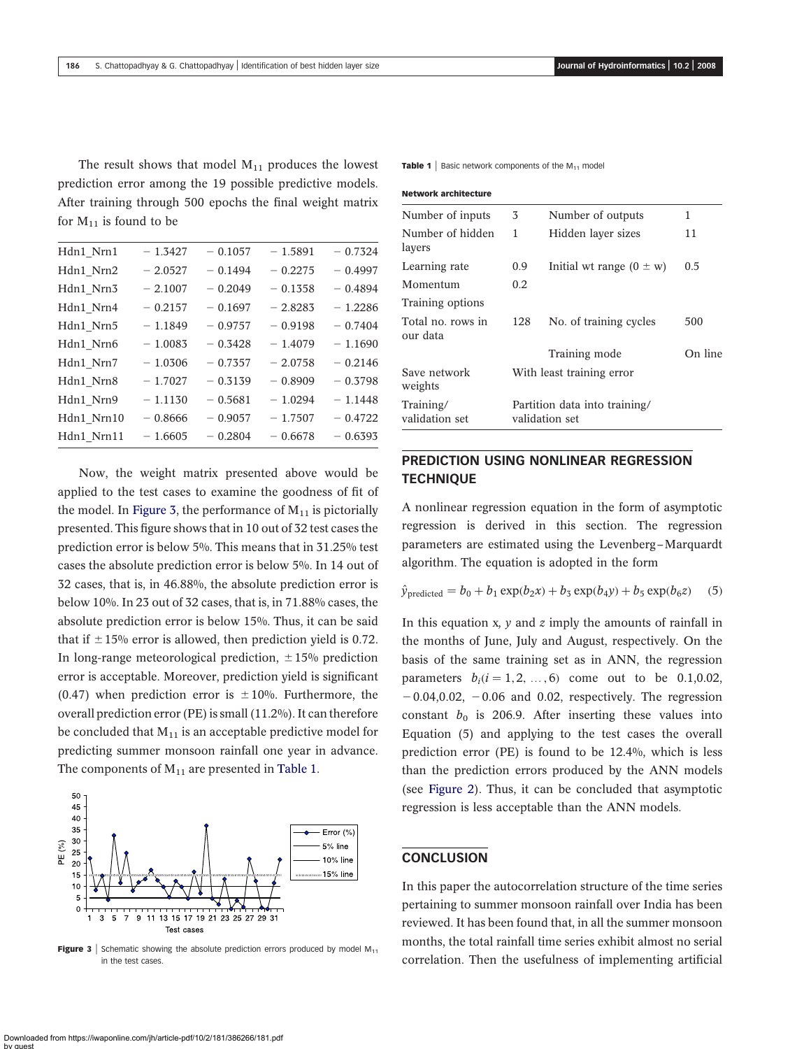The result shows that model $M_{11}$ produces the lowest prediction error among the 19 possible predictive models. After training through 500 epochs the final weight matrix for $M_{11}$ is found to be

| | | | | |
|---|---|---|---|---|
| Hdn1_Nrn1 | −1.3427 | −0.1057 | −1.5891 | −0.7324 |
| Hdn1_Nrn2 | −2.0527 | −0.1494 | −0.2275 | −0.4997 |
| Hdn1_Nrn3 | −2.1007 | −0.2049 | −0.1358 | −0.4894 |
| Hdn1_Nrn4 | −0.2157 | −0.1697 | −2.8283 | −1.2286 |
| Hdn1_Nrn5 | −1.1849 | −0.9757 | −0.9198 | −0.7404 |
| Hdn1_Nrn6 | −1.0083 | −0.3428 | −1.4079 | −1.1690 |
| Hdn1_Nrn7 | −1.0306 | −0.7357 | −2.0758 | −0.2146 |
| Hdn1_Nrn8 | −1.7027 | −0.3139 | −0.8909 | −0.3798 |
| Hdn1_Nrn9 | −1.1130 | −0.5681 | −1.0294 | −1.1448 |
| Hdn1_Nrn10 | −0.8666 | −0.9057 | −1.7507 | −0.4722 |
| Hdn1_Nrn11 | −1.6605 | −0.2804 | −0.6678 | −0.6393 |

Now, the weight matrix presented above would be applied to the test cases to examine the goodness of fit of the model. In Figure 3, the performance of $M_{11}$ is pictorially presented. This figure shows that in 10 out of 32 test cases the prediction error is below 5%. This means that in 31.25% test cases the absolute prediction error is below 5%. In 14 out of 32 cases, that is, in 46.88%, the absolute prediction error is below 10%. In 23 out of 32 cases, that is, in 71.88% cases, the absolute prediction error is below 15%. Thus, it can be said that if $\pm 15\%$ error is allowed, then prediction yield is 0.72. In long-range meteorological prediction, $\pm 15\%$ prediction error is acceptable. Moreover, prediction yield is significant (0.47) when prediction error is $\pm 10\%$. Furthermore, the overall prediction error (PE) is small (11.2%). It can therefore be concluded that $M_{11}$ is an acceptable predictive model for predicting summer monsoon rainfall one year in advance. The components of $M_{11}$ are presented in Table 1.

**Figure 3** | Schematic showing the absolute prediction errors produced by model $M_{11}$ in the test cases.

**Table 1** | Basic network components of the $M_{11}$ model

| **Network architecture** | | | |
|---|---|---|---|
| Number of inputs | 3 | Number of outputs | 1 |
| Number of hidden layers | 1 | Hidden layer sizes | 11 |
| Learning rate | 0.9 | Initial wt range ($0 \pm$ w) | 0.5 |
| Momentum | 0.2 | | |
| Training options | | | |
| Total no. rows in our data | 128 | No. of training cycles | 500 |
| | | Training mode | On line |
| Save network weights | With least training error | | |
| Training/validation set | Partition data into training/validation set | | |

## PREDICTION USING NONLINEAR REGRESSION TECHNIQUE

A nonlinear regression equation in the form of asymptotic regression is derived in this section. The regression parameters are estimated using the Levenberg–Marquardt algorithm. The equation is adopted in the form

$$\hat{y}_{\text{predicted}} = b_0 + b_1 \exp(b_2 x) + b_3 \exp(b_4 y) + b_5 \exp(b_6 z) \quad (5)$$

In this equation $x$, $y$ and $z$ imply the amounts of rainfall in the months of June, July and August, respectively. On the basis of the same training set as in ANN, the regression parameters $b_i (i = 1, 2, \ldots, 6)$ come out to be 0.1,0.02, −0.04,0.02, −0.06 and 0.02, respectively. The regression constant $b_0$ is 206.9. After inserting these values into Equation (5) and applying to the test cases the overall prediction error (PE) is found to be 12.4%, which is less than the prediction errors produced by the ANN models (see Figure 2). Thus, it can be concluded that asymptotic regression is less acceptable than the ANN models.

## CONCLUSION

In this paper the autocorrelation structure of the time series pertaining to summer monsoon rainfall over India has been reviewed. It has been found that, in all the summer monsoon months, the total rainfall time series exhibit almost no serial correlation. Then the usefulness of implementing artificial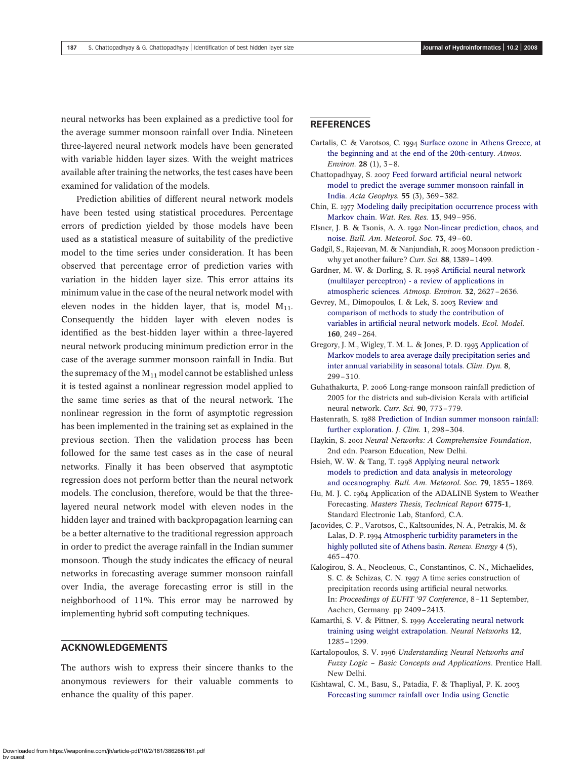neural networks has been explained as a predictive tool for the average summer monsoon rainfall over India. Nineteen three-layered neural network models have been generated with variable hidden layer sizes. With the weight matrices available after training the networks, the test cases have been examined for validation of the models.

Prediction abilities of different neural network models have been tested using statistical procedures. Percentage errors of prediction yielded by those models have been used as a statistical measure of suitability of the predictive model to the time series under consideration. It has been observed that percentage error of prediction varies with variation in the hidden layer size. This error attains its minimum value in the case of the neural network model with eleven nodes in the hidden layer, that is, model $M_{11}$. Consequently the hidden layer with eleven nodes is identified as the best-hidden layer within a three-layered neural network producing minimum prediction error in the case of the average summer monsoon rainfall in India. But the supremacy of the $M_{11}$ model cannot be established unless it is tested against a nonlinear regression model applied to the same time series as that of the neural network. The nonlinear regression in the form of asymptotic regression has been implemented in the training set as explained in the previous section. Then the validation process has been followed for the same test cases as in the case of neural networks. Finally it has been observed that asymptotic regression does not perform better than the neural network models. The conclusion, therefore, would be that the three-layered neural network model with eleven nodes in the hidden layer and trained with backpropagation learning can be a better alternative to the traditional regression approach in order to predict the average rainfall in the Indian summer monsoon. Though the study indicates the efficacy of neural networks in forecasting average summer monsoon rainfall over India, the average forecasting error is still in the neighborhood of 11%. This error may be narrowed by implementing hybrid soft computing techniques.

## ACKNOWLEDGEMENTS

The authors wish to express their sincere thanks to the anonymous reviewers for their valuable comments to enhance the quality of this paper.

## REFERENCES

Cartalis, C. & Varotsos, C. 1994 Surface ozone in Athens Greece, at the beginning and at the end of the 20th-century. *Atmos. Environ.* **28** (1), 3–8.

Chattopadhyay, S. 2007 Feed forward artificial neural network model to predict the average summer monsoon rainfall in India. *Acta Geophys.* **55** (3), 369–382.

Chin, E. 1977 Modeling daily precipitation occurrence process with Markov chain. *Wat. Res. Res.* **13**, 949–956.

Elsner, J. B. & Tsonis, A. A. 1992 Non-linear prediction, chaos, and noise. *Bull. Am. Meteorol. Soc.* **73**, 49–60.

Gadgil, S., Rajeevan, M. & Nanjundiah, R. 2005 Monsoon prediction - why yet another failure? *Curr. Sci.* **88**, 1389–1499.

Gardner, M. W. & Dorling, S. R. 1998 Artificial neural network (multilayer perceptron) - a review of applications in atmospheric sciences. *Atmosp. Environ.* **32**, 2627–2636.

Gevrey, M., Dimopoulos, I. & Lek, S. 2003 Review and comparison of methods to study the contribution of variables in artificial neural network models. *Ecol. Model.* **160**, 249–264.

Gregory, J. M., Wigley, T. M. L. & Jones, P. D. 1993 Application of Markov models to area average daily precipitation series and inter annual variability in seasonal totals. *Clim. Dyn.* **8**, 299–310.

Guhathakurta, P. 2006 Long-range monsoon rainfall prediction of 2005 for the districts and sub-division Kerala with artificial neural network. *Curr. Sci.* **90**, 773–779.

Hastenrath, S. 1988 Prediction of Indian summer monsoon rainfall: further exploration. *J. Clim.* **1**, 298–304.

Haykin, S. 2001 *Neural Networks: A Comprehensive Foundation*, 2nd edn. Pearson Education, New Delhi.

Hsieh, W. W. & Tang, T. 1998 Applying neural network models to prediction and data analysis in meteorology and oceanography. *Bull. Am. Meteorol. Soc.* **79**, 1855–1869.

Hu, M. J. C. 1964 Application of the ADALINE System to Weather Forecasting. *Masters Thesis, Technical Report* **6775-1**, Standard Electronic Lab, Stanford, C.A.

Jacovides, C. P., Varotsos, C., Kaltsounides, N. A., Petrakis, M. & Lalas, D. P. 1994 Atmospheric turbidity parameters in the highly polluted site of Athens basin. *Renew. Energy* **4** (5), 465–470.

Kalogirou, S. A., Neocleous, C., Constantinos, C. N., Michaelides, S. C. & Schizas, C. N. 1997 A time series construction of precipitation records using artificial neural networks. In: *Proceedings of EUFIT '97 Conference*, 8–11 September, Aachen, Germany. pp 2409–2413.

Kamarthi, S. V. & Pittner, S. 1999 Accelerating neural network training using weight extrapolation. *Neural Networks* **12**, 1285–1299.

Kartalopoulos, S. V. 1996 *Understanding Neural Networks and Fuzzy Logic – Basic Concepts and Applications*. Prentice Hall. New Delhi.

Kishtawal, C. M., Basu, S., Patadia, F. & Thapliyal, P. K. 2003 Forecasting summer rainfall over India using Genetic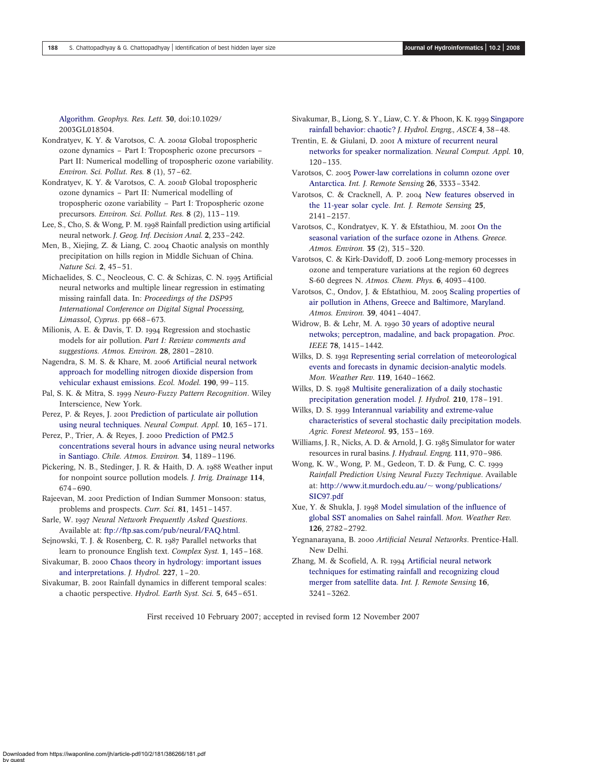Algorithm. *Geophys. Res. Lett.* **30**, doi:10.1029/2003GL018504.

Kondratyev, K. Y. & Varotsos, C. A. 2001*a* Global tropospheric ozone dynamics – Part I: Tropospheric ozone precursors – Part II: Numerical modelling of tropospheric ozone variability. *Environ. Sci. Pollut. Res.* **8** (1), 57–62.

Kondratyev, K. Y. & Varotsos, C. A. 2001*b* Global tropospheric ozone dynamics – Part II: Numerical modelling of tropospheric ozone variability – Part I: Tropospheric ozone precursors. *Environ. Sci. Pollut. Res.* **8** (2), 113–119.

Lee, S., Cho, S. & Wong, P. M. 1998 Rainfall prediction using artificial neural network. *J. Geog. Inf. Decision Anal.* **2**, 233–242.

Men, B., Xiejing, Z. & Liang, C. 2004 Chaotic analysis on monthly precipitation on hills region in Middle Sichuan of China. *Nature Sci.* **2**, 45–51.

Michaelides, S. C., Neocleous, C. C. & Schizas, C. N. 1995 Artificial neural networks and multiple linear regression in estimating missing rainfall data. In: *Proceedings of the DSP95 International Conference on Digital Signal Processing, Limassol, Cyprus*. pp 668–673.

Milionis, A. E. & Davis, T. D. 1994 Regression and stochastic models for air pollution. *Part I: Review comments and suggestions. Atmos. Environ.* **28**, 2801–2810.

Nagendra, S. M. S. & Khare, M. 2006 Artificial neural network approach for modelling nitrogen dioxide dispersion from vehicular exhaust emissions. *Ecol. Model.* **190**, 99–115.

Pal, S. K. & Mitra, S. 1999 *Neuro-Fuzzy Pattern Recognition*. Wiley Interscience, New York.

Perez, P. & Reyes, J. 2001 Prediction of particulate air pollution using neural techniques. *Neural Comput. Appl.* **10**, 165–171.

Perez, P., Trier, A. & Reyes, J. 2000 Prediction of PM2.5 concentrations several hours in advance using neural networks in Santiago. *Chile. Atmos. Environ.* **34**, 1189–1196.

Pickering, N. B., Stedinger, J. R. & Haith, D. A. 1988 Weather input for nonpoint source pollution models. *J. Irrig. Drainage* **114**, 674–690.

Rajeevan, M. 2001 Prediction of Indian Summer Monsoon: status, problems and prospects. *Curr. Sci.* **81**, 1451–1457.

Sarle, W. 1997 *Neural Network Frequently Asked Questions*. Available at: ftp://ftp.sas.com/pub/neural/FAQ.html.

Sejnowski, T. J. & Rosenberg, C. R. 1987 Parallel networks that learn to pronounce English text. *Complex Syst.* **1**, 145–168.

Sivakumar, B. 2000 Chaos theory in hydrology: important issues and interpretations. *J. Hydrol.* **227**, 1–20.

Sivakumar, B. 2001 Rainfall dynamics in different temporal scales: a chaotic perspective. *Hydrol. Earth Syst. Sci.* **5**, 645–651.

Sivakumar, B., Liong, S. Y., Liaw, C. Y. & Phoon, K. K. 1999 Singapore rainfall behavior: chaotic? *J. Hydrol. Engng., ASCE* **4**, 38–48.

Trentin, E. & Giulani, D. 2001 A mixture of recurrent neural networks for speaker normalization. *Neural Comput. Appl.* **10**, 120–135.

Varotsos, C. 2005 Power-law correlations in column ozone over Antarctica. *Int. J. Remote Sensing* **26**, 3333–3342.

Varotsos, C. & Cracknell, A. P. 2004 New features observed in the 11-year solar cycle. *Int. J. Remote Sensing* **25**, 2141–2157.

Varotsos, C., Kondratyev, K. Y. & Efstathiou, M. 2001 On the seasonal variation of the surface ozone in Athens. *Greece. Atmos. Environ.* **35** (2), 315–320.

Varotsos, C. & Kirk-Davidoff, D. 2006 Long-memory processes in ozone and temperature variations at the region 60 degrees S-60 degrees N. *Atmos. Chem. Phys.* **6**, 4093–4100.

Varotsos, C., Ondov, J. & Efstathiou, M. 2005 Scaling properties of air pollution in Athens, Greece and Baltimore, Maryland. *Atmos. Environ.* **39**, 4041–4047.

Widrow, B. & Lehr, M. A. 1990 30 years of adoptive neural netwoks; perceptron, madaline, and back propagation. *Proc. IEEE* **78**, 1415–1442.

Wilks, D. S. 1991 Representing serial correlation of meteorological events and forecasts in dynamic decision-analytic models. *Mon. Weather Rev.* **119**, 1640–1662.

Wilks, D. S. 1998 Multisite generalization of a daily stochastic precipitation generation model. *J. Hydrol.* **210**, 178–191.

Wilks, D. S. 1999 Interannual variability and extreme-value characteristics of several stochastic daily precipitation models. *Agric. Forest Meteorol.* **93**, 153–169.

Williams, J. R., Nicks, A. D. & Arnold, J. G. 1985 Simulator for water resources in rural basins. *J. Hydraul. Engng.* **111**, 970–986.

Wong, K. W., Wong, P. M., Gedeon, T. D. & Fung, C. C. 1999 *Rainfall Prediction Using Neural Fuzzy Technique*. Available at: http://www.it.murdoch.edu.au/~ wong/publications/SIC97.pdf

Xue, Y. & Shukla, J. 1998 Model simulation of the influence of global SST anomalies on Sahel rainfall. *Mon. Weather Rev.* **126**, 2782–2792.

Yegnanarayana, B. 2000 *Artificial Neural Networks*. Prentice-Hall. New Delhi.

Zhang, M. & Scofield, A. R. 1994 Artificial neural network techniques for estimating rainfall and recognizing cloud merger from satellite data. *Int. J. Remote Sensing* **16**, 3241–3262.

First received 10 February 2007; accepted in revised form 12 November 2007